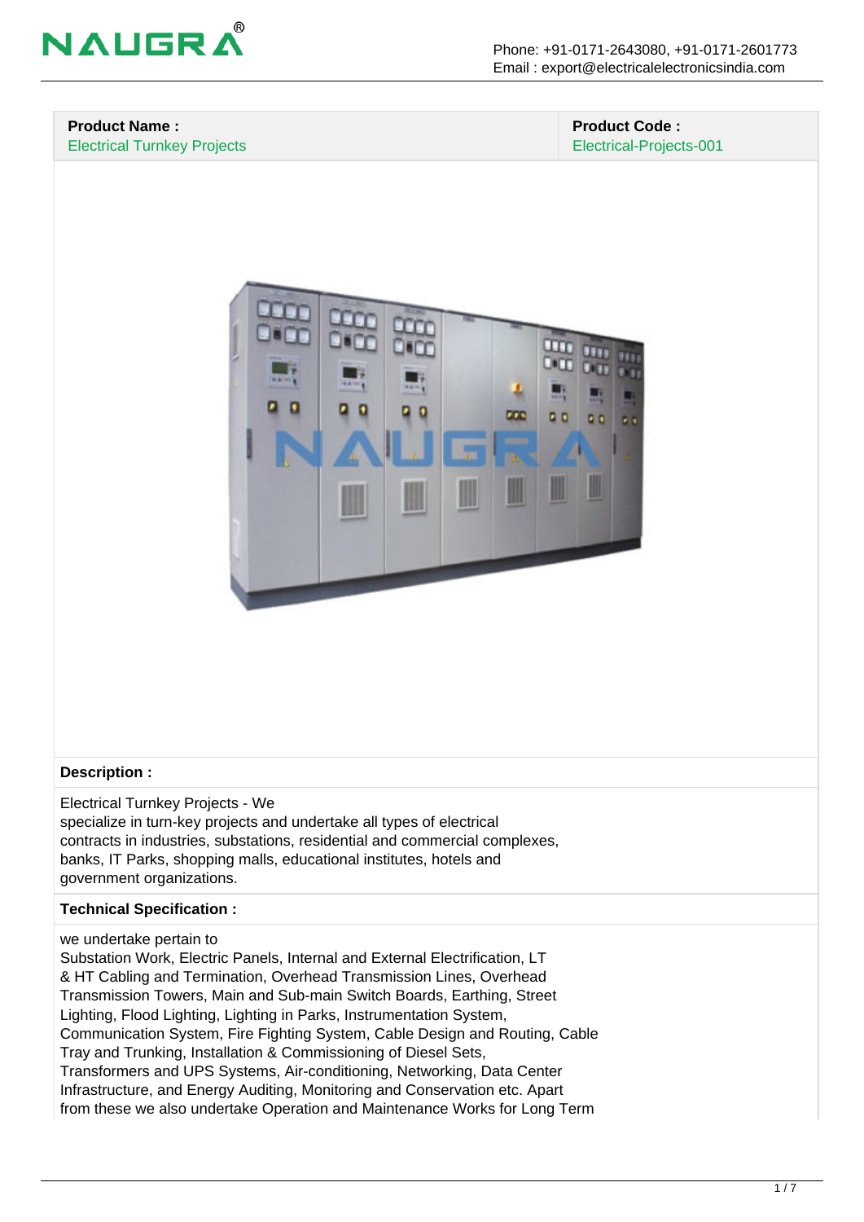NAUGRA®

Phone: +91-0171-2643080, +91-0171-2601773
Email : export@electricalelectronicsindia.com

| Product Name : | Product Code : |
|---|---|
| Electrical Turnkey Projects | Electrical-Projects-001 |

**Description :**

Electrical Turnkey Projects - We
specialize in turn-key projects and undertake all types of electrical
contracts in industries, substations, residential and commercial complexes,
banks, IT Parks, shopping malls, educational institutes, hotels and
government organizations.

**Technical Specification :**

we undertake pertain to
Substation Work, Electric Panels, Internal and External Electrification, LT
& HT Cabling and Termination, Overhead Transmission Lines, Overhead
Transmission Towers, Main and Sub-main Switch Boards, Earthing, Street
Lighting, Flood Lighting, Lighting in Parks, Instrumentation System,
Communication System, Fire Fighting System, Cable Design and Routing, Cable
Tray and Trunking, Installation & Commissioning of Diesel Sets,
Transformers and UPS Systems, Air-conditioning, Networking, Data Center
Infrastructure, and Energy Auditing, Monitoring and Conservation etc. Apart
from these we also undertake Operation and Maintenance Works for Long Term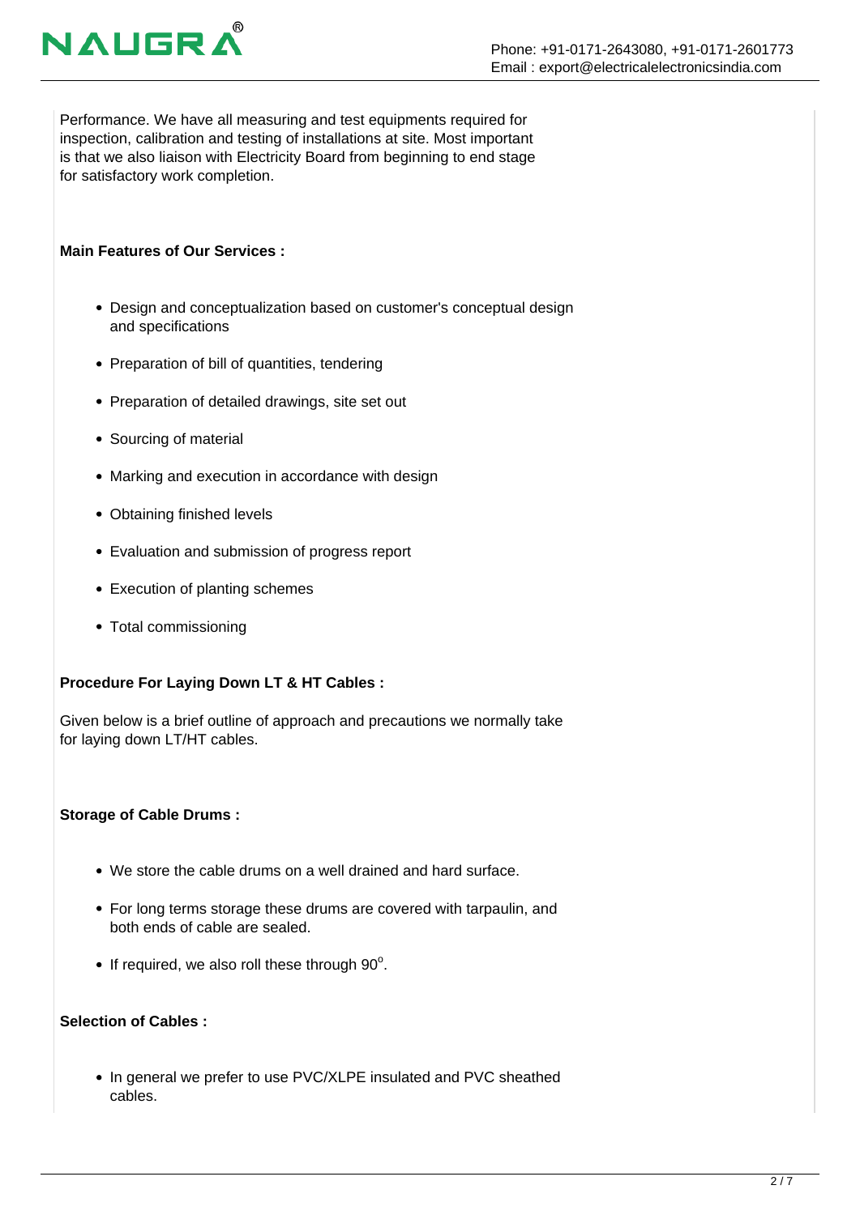Performance. We have all measuring and test equipments required for inspection, calibration and testing of installations at site. Most important is that we also liaison with Electricity Board from beginning to end stage for satisfactory work completion.

**Main Features of Our Services :**

- Design and conceptualization based on customer's conceptual design and specifications
- Preparation of bill of quantities, tendering
- Preparation of detailed drawings, site set out
- Sourcing of material
- Marking and execution in accordance with design
- Obtaining finished levels
- Evaluation and submission of progress report
- Execution of planting schemes
- Total commissioning

**Procedure For Laying Down LT & HT Cables :**

Given below is a brief outline of approach and precautions we normally take for laying down LT/HT cables.

**Storage of Cable Drums :**

- We store the cable drums on a well drained and hard surface.
- For long terms storage these drums are covered with tarpaulin, and both ends of cable are sealed.
- If required, we also roll these through $90^o$.

**Selection of Cables :**

- In general we prefer to use PVC/XLPE insulated and PVC sheathed cables.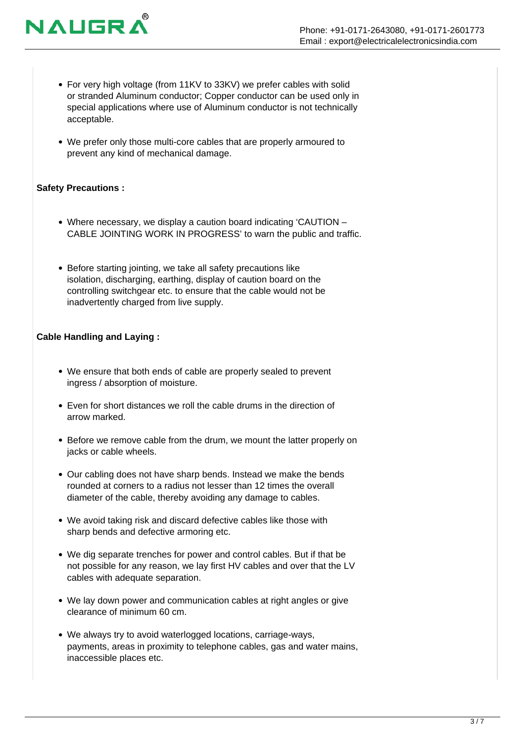- For very high voltage (from 11KV to 33KV) we prefer cables with solid or stranded Aluminum conductor; Copper conductor can be used only in special applications where use of Aluminum conductor is not technically acceptable.
- We prefer only those multi-core cables that are properly armoured to prevent any kind of mechanical damage.

**Safety Precautions :**

- Where necessary, we display a caution board indicating 'CAUTION – CABLE JOINTING WORK IN PROGRESS' to warn the public and traffic.
- Before starting jointing, we take all safety precautions like isolation, discharging, earthing, display of caution board on the controlling switchgear etc. to ensure that the cable would not be inadvertently charged from live supply.

**Cable Handling and Laying :**

- We ensure that both ends of cable are properly sealed to prevent ingress / absorption of moisture.
- Even for short distances we roll the cable drums in the direction of arrow marked.
- Before we remove cable from the drum, we mount the latter properly on jacks or cable wheels.
- Our cabling does not have sharp bends. Instead we make the bends rounded at corners to a radius not lesser than 12 times the overall diameter of the cable, thereby avoiding any damage to cables.
- We avoid taking risk and discard defective cables like those with sharp bends and defective armoring etc.
- We dig separate trenches for power and control cables. But if that be not possible for any reason, we lay first HV cables and over that the LV cables with adequate separation.
- We lay down power and communication cables at right angles or give clearance of minimum 60 cm.
- We always try to avoid waterlogged locations, carriage-ways, payments, areas in proximity to telephone cables, gas and water mains, inaccessible places etc.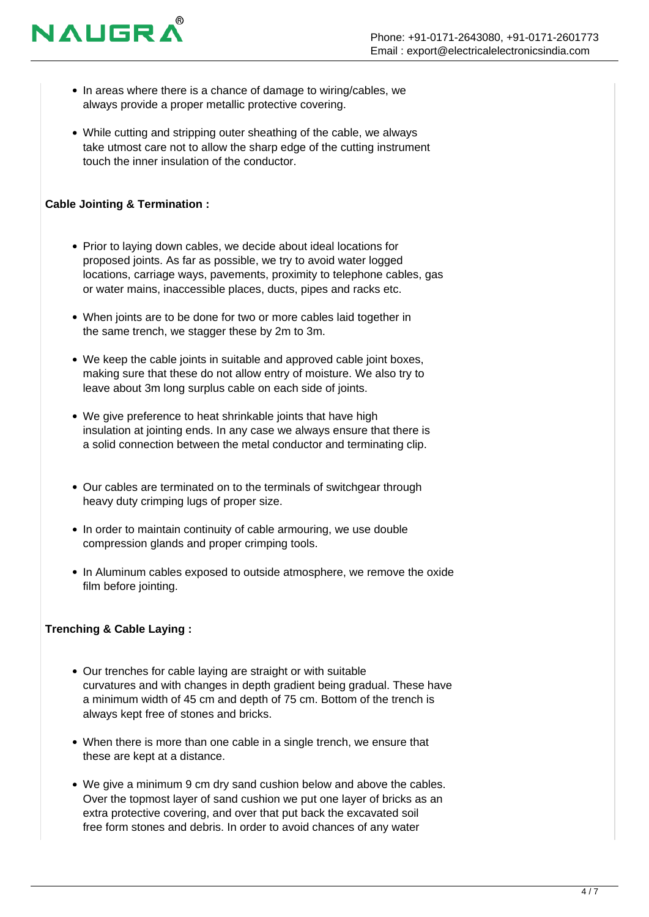- In areas where there is a chance of damage to wiring/cables, we always provide a proper metallic protective covering.
- While cutting and stripping outer sheathing of the cable, we always take utmost care not to allow the sharp edge of the cutting instrument touch the inner insulation of the conductor.

**Cable Jointing & Termination :**

- Prior to laying down cables, we decide about ideal locations for proposed joints. As far as possible, we try to avoid water logged locations, carriage ways, pavements, proximity to telephone cables, gas or water mains, inaccessible places, ducts, pipes and racks etc.
- When joints are to be done for two or more cables laid together in the same trench, we stagger these by 2m to 3m.
- We keep the cable joints in suitable and approved cable joint boxes, making sure that these do not allow entry of moisture. We also try to leave about 3m long surplus cable on each side of joints.
- We give preference to heat shrinkable joints that have high insulation at jointing ends. In any case we always ensure that there is a solid connection between the metal conductor and terminating clip.
- Our cables are terminated on to the terminals of switchgear through heavy duty crimping lugs of proper size.
- In order to maintain continuity of cable armouring, we use double compression glands and proper crimping tools.
- In Aluminum cables exposed to outside atmosphere, we remove the oxide film before jointing.

**Trenching & Cable Laying :**

- Our trenches for cable laying are straight or with suitable curvatures and with changes in depth gradient being gradual. These have a minimum width of 45 cm and depth of 75 cm. Bottom of the trench is always kept free of stones and bricks.
- When there is more than one cable in a single trench, we ensure that these are kept at a distance.
- We give a minimum 9 cm dry sand cushion below and above the cables. Over the topmost layer of sand cushion we put one layer of bricks as an extra protective covering, and over that put back the excavated soil free form stones and debris. In order to avoid chances of any water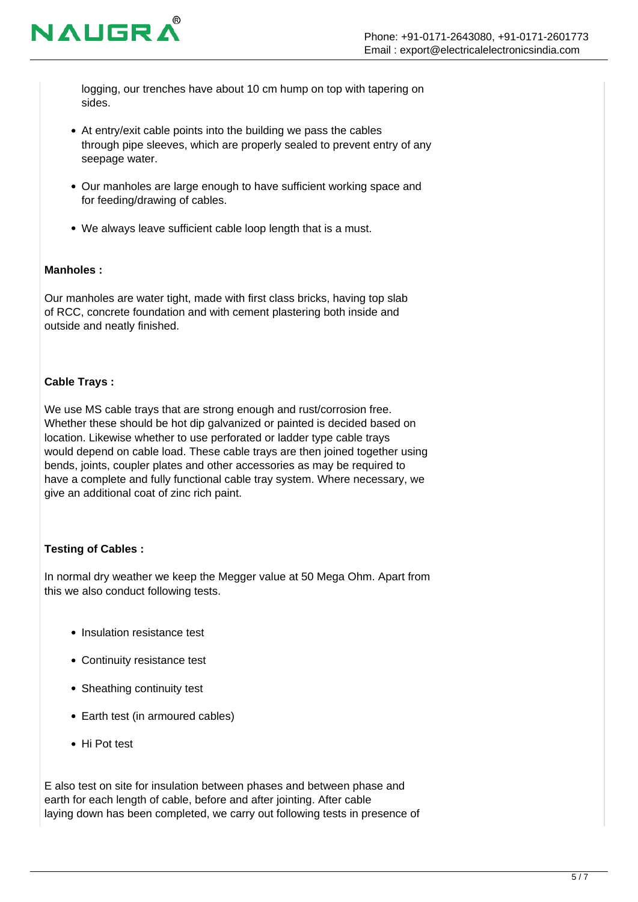logging, our trenches have about 10 cm hump on top with tapering on sides.

- At entry/exit cable points into the building we pass the cables through pipe sleeves, which are properly sealed to prevent entry of any seepage water.
- Our manholes are large enough to have sufficient working space and for feeding/drawing of cables.
- We always leave sufficient cable loop length that is a must.

**Manholes :**

Our manholes are water tight, made with first class bricks, having top slab of RCC, concrete foundation and with cement plastering both inside and outside and neatly finished.

**Cable Trays :**

We use MS cable trays that are strong enough and rust/corrosion free. Whether these should be hot dip galvanized or painted is decided based on location. Likewise whether to use perforated or ladder type cable trays would depend on cable load. These cable trays are then joined together using bends, joints, coupler plates and other accessories as may be required to have a complete and fully functional cable tray system. Where necessary, we give an additional coat of zinc rich paint.

**Testing of Cables :**

In normal dry weather we keep the Megger value at 50 Mega Ohm. Apart from this we also conduct following tests.

- Insulation resistance test
- Continuity resistance test
- Sheathing continuity test
- Earth test (in armoured cables)
- Hi Pot test

E also test on site for insulation between phases and between phase and earth for each length of cable, before and after jointing. After cable laying down has been completed, we carry out following tests in presence of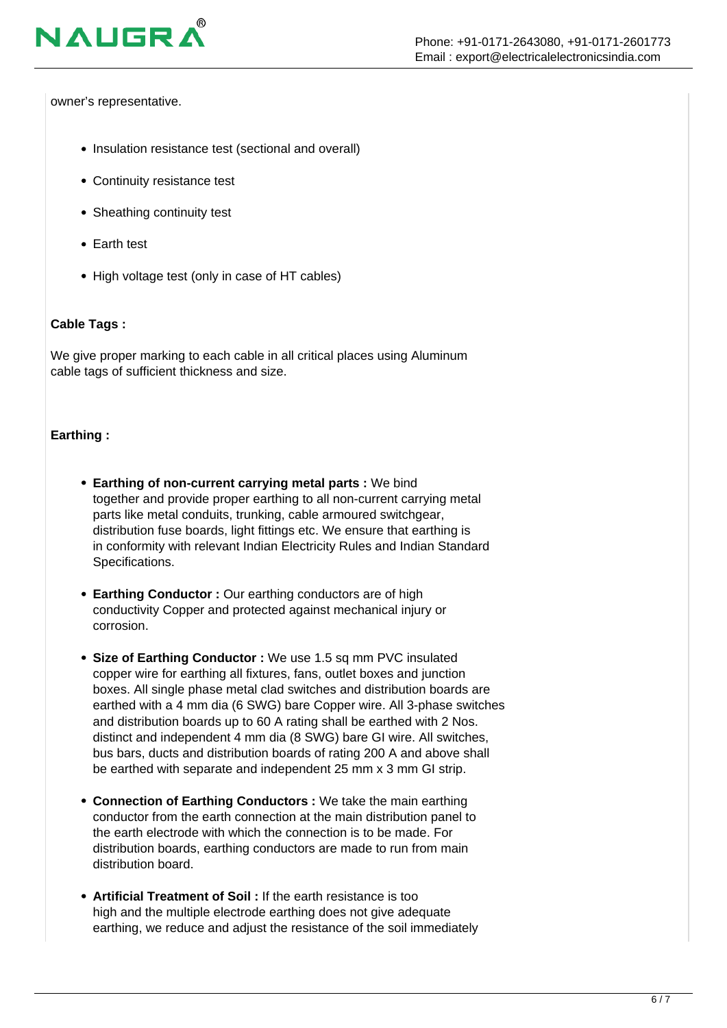owner's representative.

- Insulation resistance test (sectional and overall)
- Continuity resistance test
- Sheathing continuity test
- Earth test
- High voltage test (only in case of HT cables)

**Cable Tags :**

We give proper marking to each cable in all critical places using Aluminum cable tags of sufficient thickness and size.

**Earthing :**

- **Earthing of non-current carrying metal parts :** We bind together and provide proper earthing to all non-current carrying metal parts like metal conduits, trunking, cable armoured switchgear, distribution fuse boards, light fittings etc. We ensure that earthing is in conformity with relevant Indian Electricity Rules and Indian Standard Specifications.
- **Earthing Conductor :** Our earthing conductors are of high conductivity Copper and protected against mechanical injury or corrosion.
- **Size of Earthing Conductor :** We use 1.5 sq mm PVC insulated copper wire for earthing all fixtures, fans, outlet boxes and junction boxes. All single phase metal clad switches and distribution boards are earthed with a 4 mm dia (6 SWG) bare Copper wire. All 3-phase switches and distribution boards up to 60 A rating shall be earthed with 2 Nos. distinct and independent 4 mm dia (8 SWG) bare GI wire. All switches, bus bars, ducts and distribution boards of rating 200 A and above shall be earthed with separate and independent 25 mm x 3 mm GI strip.
- **Connection of Earthing Conductors :** We take the main earthing conductor from the earth connection at the main distribution panel to the earth electrode with which the connection is to be made. For distribution boards, earthing conductors are made to run from main distribution board.
- **Artificial Treatment of Soil :** If the earth resistance is too high and the multiple electrode earthing does not give adequate earthing, we reduce and adjust the resistance of the soil immediately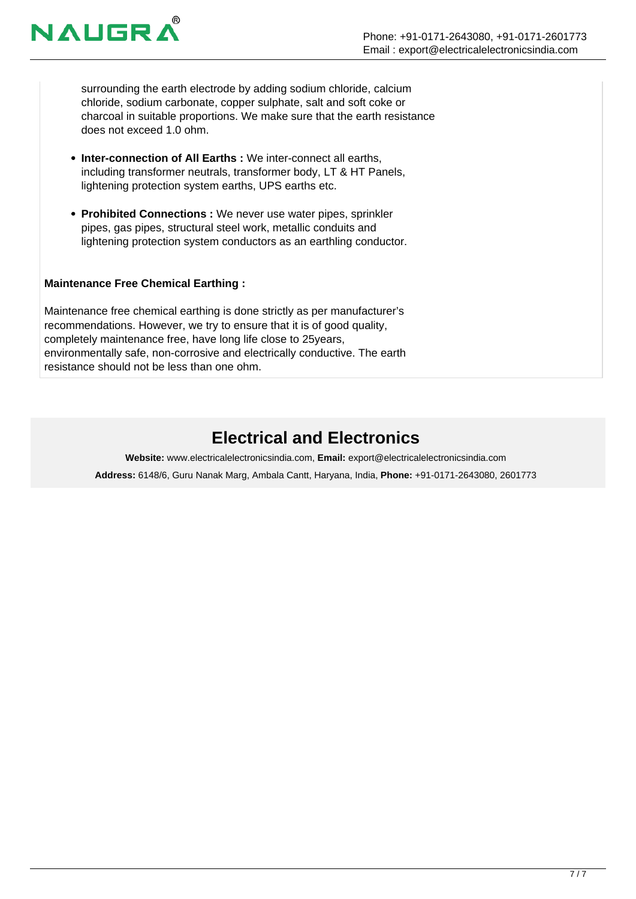surrounding the earth electrode by adding sodium chloride, calcium chloride, sodium carbonate, copper sulphate, salt and soft coke or charcoal in suitable proportions. We make sure that the earth resistance does not exceed 1.0 ohm.

- **Inter-connection of All Earths :** We inter-connect all earths, including transformer neutrals, transformer body, LT & HT Panels, lightening protection system earths, UPS earths etc.
- **Prohibited Connections :** We never use water pipes, sprinkler pipes, gas pipes, structural steel work, metallic conduits and lightening protection system conductors as an earthling conductor.

**Maintenance Free Chemical Earthing :**

Maintenance free chemical earthing is done strictly as per manufacturer's recommendations. However, we try to ensure that it is of good quality, completely maintenance free, have long life close to 25years, environmentally safe, non-corrosive and electrically conductive. The earth resistance should not be less than one ohm.

## Electrical and Electronics

**Website:** www.electricalelectronicsindia.com, **Email:** export@electricalelectronicsindia.com

**Address:** 6148/6, Guru Nanak Marg, Ambala Cantt, Haryana, India, **Phone:** +91-0171-2643080, 2601773